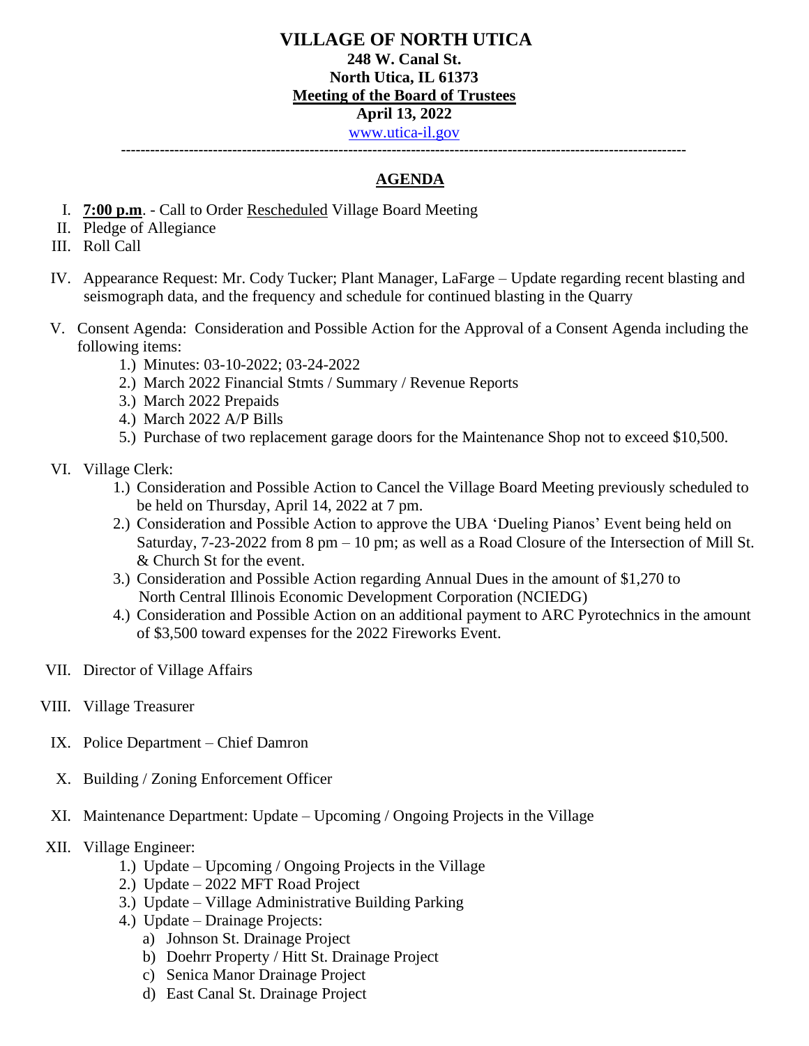# VILLAGE OF NORTH UTICA

**248 W. Canal St.**
**North Utica, IL 61373**
**Meeting of the Board of Trustees**
**April 13, 2022**
www.utica-il.gov

---

## AGENDA

I. **7:00 p.m**. - Call to Order Rescheduled Village Board Meeting

II. Pledge of Allegiance

III. Roll Call

IV. Appearance Request: Mr. Cody Tucker; Plant Manager, LaFarge – Update regarding recent blasting and seismograph data, and the frequency and schedule for continued blasting in the Quarry

V. Consent Agenda: Consideration and Possible Action for the Approval of a Consent Agenda including the following items:
   1.) Minutes: 03-10-2022; 03-24-2022
   2.) March 2022 Financial Stmts / Summary / Revenue Reports
   3.) March 2022 Prepaids
   4.) March 2022 A/P Bills
   5.) Purchase of two replacement garage doors for the Maintenance Shop not to exceed $10,500.

VI. Village Clerk:
   1.) Consideration and Possible Action to Cancel the Village Board Meeting previously scheduled to be held on Thursday, April 14, 2022 at 7 pm.
   2.) Consideration and Possible Action to approve the UBA 'Dueling Pianos' Event being held on Saturday, 7-23-2022 from 8 pm – 10 pm; as well as a Road Closure of the Intersection of Mill St. & Church St for the event.
   3.) Consideration and Possible Action regarding Annual Dues in the amount of $1,270 to North Central Illinois Economic Development Corporation (NCIEDG)
   4.) Consideration and Possible Action on an additional payment to ARC Pyrotechnics in the amount of $3,500 toward expenses for the 2022 Fireworks Event.

VII. Director of Village Affairs

VIII. Village Treasurer

IX. Police Department – Chief Damron

X. Building / Zoning Enforcement Officer

XI. Maintenance Department: Update – Upcoming / Ongoing Projects in the Village

XII. Village Engineer:
   1.) Update – Upcoming / Ongoing Projects in the Village
   2.) Update – 2022 MFT Road Project
   3.) Update – Village Administrative Building Parking
   4.) Update – Drainage Projects:
      a) Johnson St. Drainage Project
      b) Doehrr Property / Hitt St. Drainage Project
      c) Senica Manor Drainage Project
      d) East Canal St. Drainage Project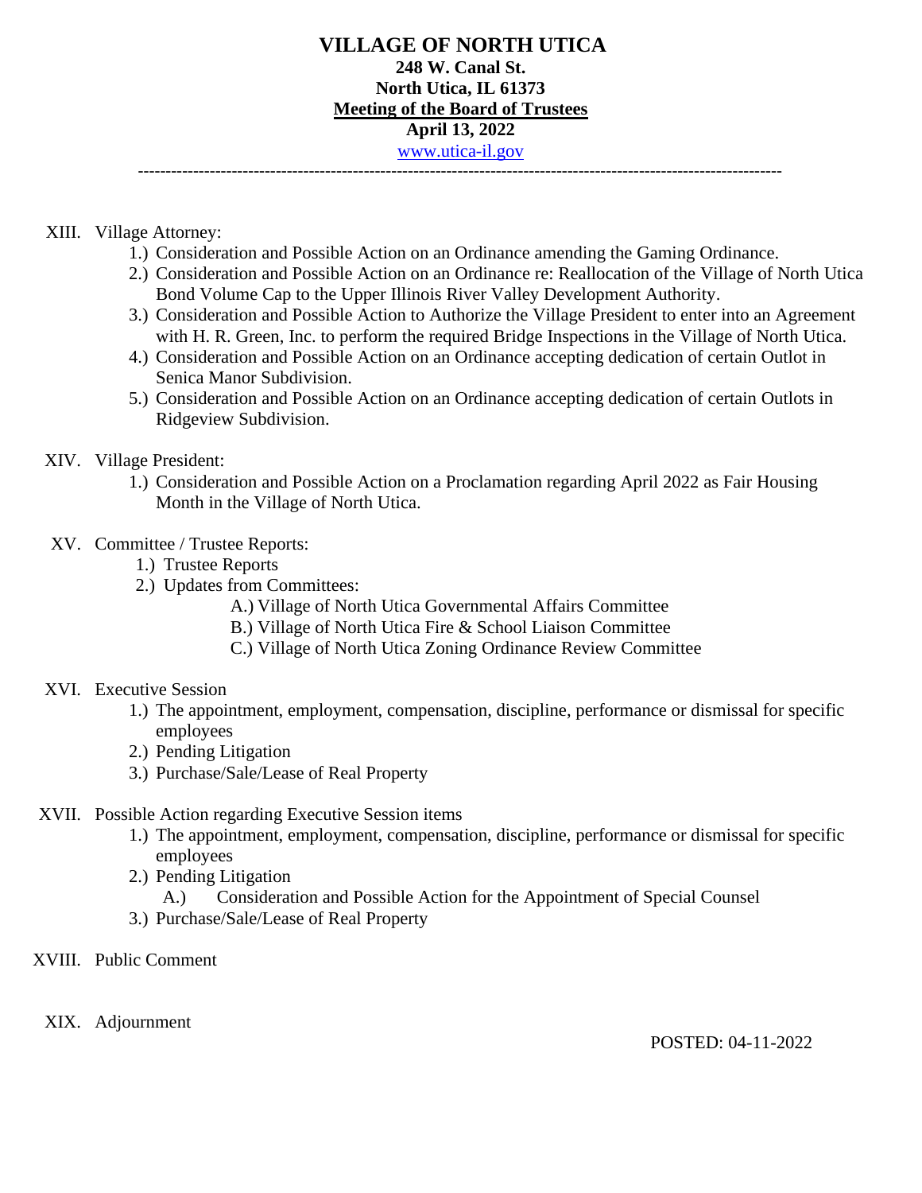# VILLAGE OF NORTH UTICA

**248 W. Canal St.**
**North Utica, IL 61373**
**Meeting of the Board of Trustees**
**April 13, 2022**
www.utica-il.gov

---

XIII. Village Attorney:

1.) Consideration and Possible Action on an Ordinance amending the Gaming Ordinance.
2.) Consideration and Possible Action on an Ordinance re: Reallocation of the Village of North Utica Bond Volume Cap to the Upper Illinois River Valley Development Authority.
3.) Consideration and Possible Action to Authorize the Village President to enter into an Agreement with H. R. Green, Inc. to perform the required Bridge Inspections in the Village of North Utica.
4.) Consideration and Possible Action on an Ordinance accepting dedication of certain Outlot in Senica Manor Subdivision.
5.) Consideration and Possible Action on an Ordinance accepting dedication of certain Outlots in Ridgeview Subdivision.

XIV. Village President:

1.) Consideration and Possible Action on a Proclamation regarding April 2022 as Fair Housing Month in the Village of North Utica.

XV. Committee / Trustee Reports:

1.) Trustee Reports
2.) Updates from Committees:
   - A.) Village of North Utica Governmental Affairs Committee
   - B.) Village of North Utica Fire & School Liaison Committee
   - C.) Village of North Utica Zoning Ordinance Review Committee

XVI. Executive Session

1.) The appointment, employment, compensation, discipline, performance or dismissal for specific employees
2.) Pending Litigation
3.) Purchase/Sale/Lease of Real Property

XVII. Possible Action regarding Executive Session items

1.) The appointment, employment, compensation, discipline, performance or dismissal for specific employees
2.) Pending Litigation
   - A.) Consideration and Possible Action for the Appointment of Special Counsel
3.) Purchase/Sale/Lease of Real Property

XVIII. Public Comment

XIX. Adjournment

POSTED: 04-11-2022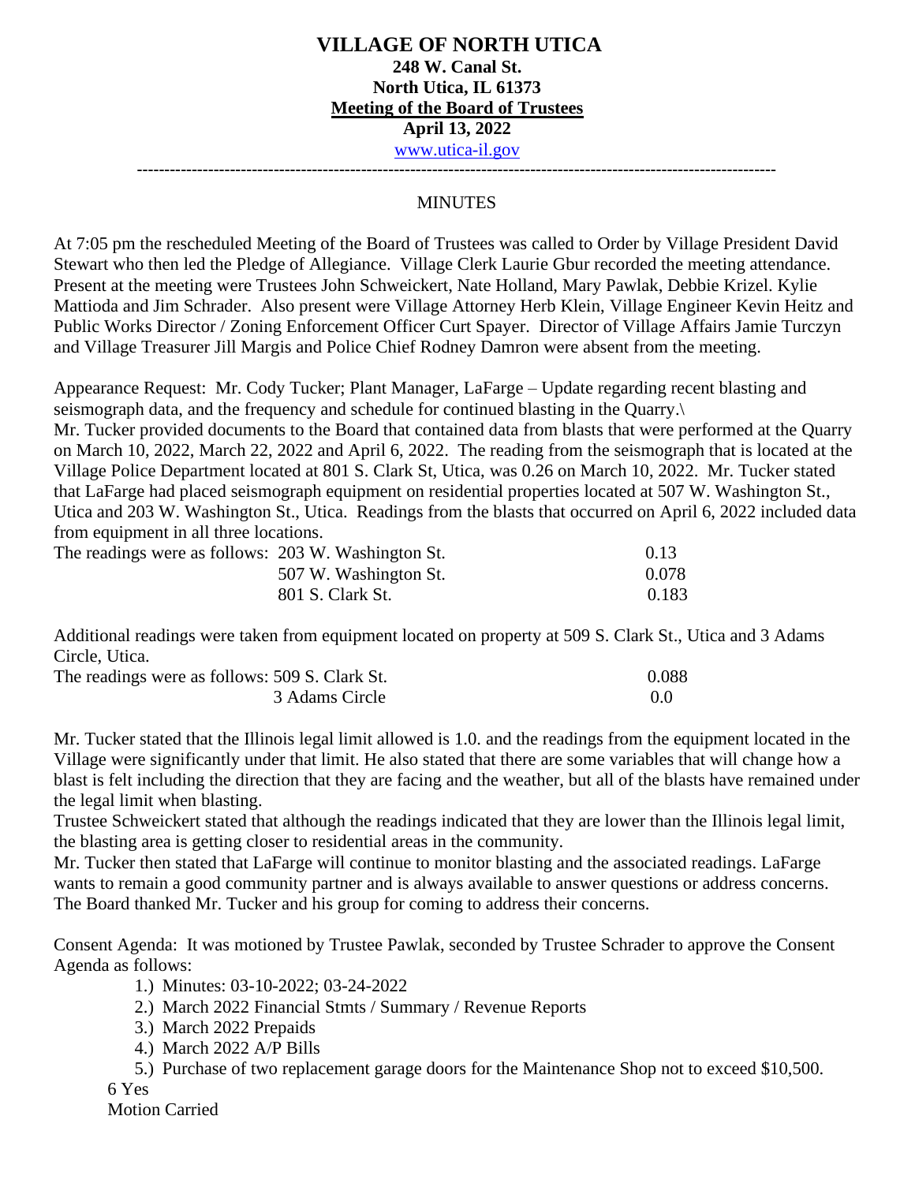**VILLAGE OF NORTH UTICA**
**248 W. Canal St.**
**North Utica, IL 61373**
**Meeting of the Board of Trustees**
**April 13, 2022**
www.utica-il.gov

---

MINUTES

At 7:05 pm the rescheduled Meeting of the Board of Trustees was called to Order by Village President David Stewart who then led the Pledge of Allegiance. Village Clerk Laurie Gbur recorded the meeting attendance. Present at the meeting were Trustees John Schweickert, Nate Holland, Mary Pawlak, Debbie Krizel. Kylie Mattioda and Jim Schrader. Also present were Village Attorney Herb Klein, Village Engineer Kevin Heitz and Public Works Director / Zoning Enforcement Officer Curt Spayer. Director of Village Affairs Jamie Turczyn and Village Treasurer Jill Margis and Police Chief Rodney Damron were absent from the meeting.

Appearance Request: Mr. Cody Tucker; Plant Manager, LaFarge – Update regarding recent blasting and seismograph data, and the frequency and schedule for continued blasting in the Quarry.\
Mr. Tucker provided documents to the Board that contained data from blasts that were performed at the Quarry on March 10, 2022, March 22, 2022 and April 6, 2022. The reading from the seismograph that is located at the Village Police Department located at 801 S. Clark St, Utica, was 0.26 on March 10, 2022. Mr. Tucker stated that LaFarge had placed seismograph equipment on residential properties located at 507 W. Washington St., Utica and 203 W. Washington St., Utica. Readings from the blasts that occurred on April 6, 2022 included data from equipment in all three locations.

| The readings were as follows: | 203 W. Washington St. | 0.13 |
|---|---|---|
| | 507 W. Washington St. | 0.078 |
| | 801 S. Clark St. | 0.183 |

Additional readings were taken from equipment located on property at 509 S. Clark St., Utica and 3 Adams Circle, Utica.

| The readings were as follows: | 509 S. Clark St. | 0.088 |
|---|---|---|
| | 3 Adams Circle | 0.0 |

Mr. Tucker stated that the Illinois legal limit allowed is 1.0. and the readings from the equipment located in the Village were significantly under that limit. He also stated that there are some variables that will change how a blast is felt including the direction that they are facing and the weather, but all of the blasts have remained under the legal limit when blasting.
Trustee Schweickert stated that although the readings indicated that they are lower than the Illinois legal limit, the blasting area is getting closer to residential areas in the community.
Mr. Tucker then stated that LaFarge will continue to monitor blasting and the associated readings. LaFarge wants to remain a good community partner and is always available to answer questions or address concerns.
The Board thanked Mr. Tucker and his group for coming to address their concerns.

Consent Agenda: It was motioned by Trustee Pawlak, seconded by Trustee Schrader to approve the Consent Agenda as follows:

1.) Minutes: 03-10-2022; 03-24-2022
2.) March 2022 Financial Stmts / Summary / Revenue Reports
3.) March 2022 Prepaids
4.) March 2022 A/P Bills
5.) Purchase of two replacement garage doors for the Maintenance Shop not to exceed $10,500.

6 Yes
Motion Carried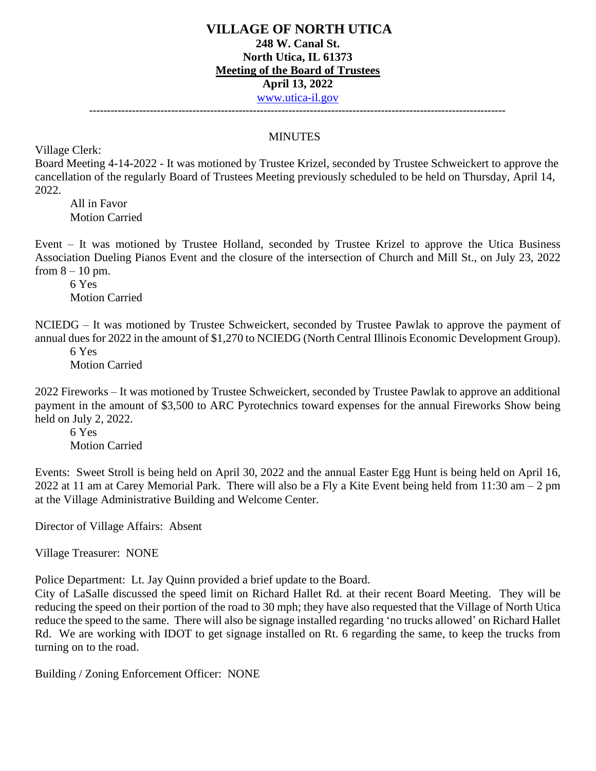# VILLAGE OF NORTH UTICA

**248 W. Canal St.**
**North Utica, IL 61373**
**Meeting of the Board of Trustees**
**April 13, 2022**
www.utica-il.gov

---

MINUTES

Village Clerk:

Board Meeting 4-14-2022 - It was motioned by Trustee Krizel, seconded by Trustee Schweickert to approve the cancellation of the regularly Board of Trustees Meeting previously scheduled to be held on Thursday, April 14, 2022.

All in Favor
Motion Carried

Event – It was motioned by Trustee Holland, seconded by Trustee Krizel to approve the Utica Business Association Dueling Pianos Event and the closure of the intersection of Church and Mill St., on July 23, 2022 from 8 – 10 pm.

6 Yes
Motion Carried

NCIEDG – It was motioned by Trustee Schweickert, seconded by Trustee Pawlak to approve the payment of annual dues for 2022 in the amount of $1,270 to NCIEDG (North Central Illinois Economic Development Group).

6 Yes
Motion Carried

2022 Fireworks – It was motioned by Trustee Schweickert, seconded by Trustee Pawlak to approve an additional payment in the amount of $3,500 to ARC Pyrotechnics toward expenses for the annual Fireworks Show being held on July 2, 2022.

6 Yes
Motion Carried

Events: Sweet Stroll is being held on April 30, 2022 and the annual Easter Egg Hunt is being held on April 16, 2022 at 11 am at Carey Memorial Park. There will also be a Fly a Kite Event being held from 11:30 am – 2 pm at the Village Administrative Building and Welcome Center.

Director of Village Affairs: Absent

Village Treasurer: NONE

Police Department: Lt. Jay Quinn provided a brief update to the Board.

City of LaSalle discussed the speed limit on Richard Hallet Rd. at their recent Board Meeting. They will be reducing the speed on their portion of the road to 30 mph; they have also requested that the Village of North Utica reduce the speed to the same. There will also be signage installed regarding 'no trucks allowed' on Richard Hallet Rd. We are working with IDOT to get signage installed on Rt. 6 regarding the same, to keep the trucks from turning on to the road.

Building / Zoning Enforcement Officer: NONE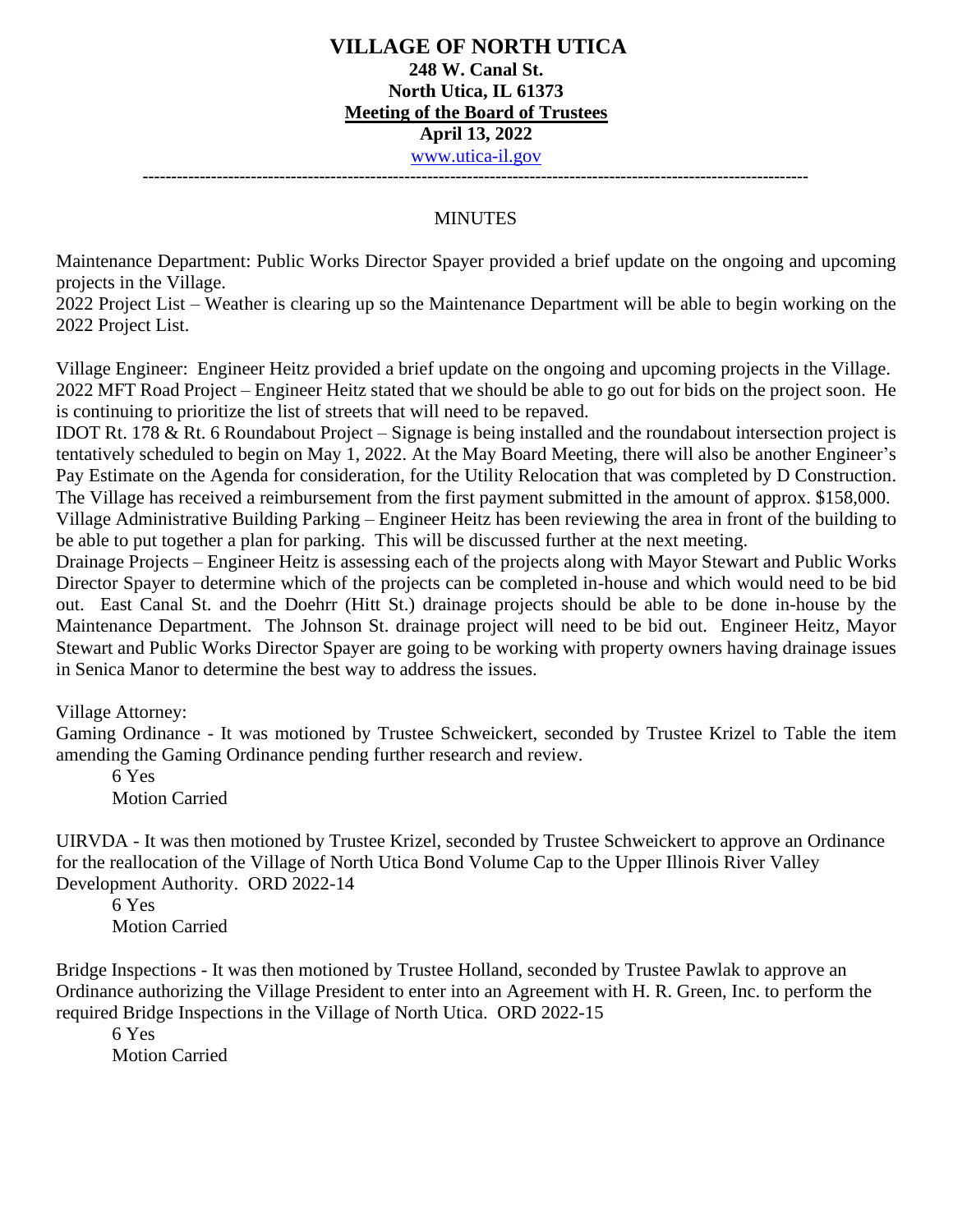# VILLAGE OF NORTH UTICA

**248 W. Canal St.**
**North Utica, IL 61373**
**Meeting of the Board of Trustees**
**April 13, 2022**
www.utica-il.gov

---

MINUTES

Maintenance Department: Public Works Director Spayer provided a brief update on the ongoing and upcoming projects in the Village.
2022 Project List – Weather is clearing up so the Maintenance Department will be able to begin working on the 2022 Project List.

Village Engineer: Engineer Heitz provided a brief update on the ongoing and upcoming projects in the Village.
2022 MFT Road Project – Engineer Heitz stated that we should be able to go out for bids on the project soon. He is continuing to prioritize the list of streets that will need to be repaved.
IDOT Rt. 178 & Rt. 6 Roundabout Project – Signage is being installed and the roundabout intersection project is tentatively scheduled to begin on May 1, 2022. At the May Board Meeting, there will also be another Engineer's Pay Estimate on the Agenda for consideration, for the Utility Relocation that was completed by D Construction. The Village has received a reimbursement from the first payment submitted in the amount of approx. $158,000.
Village Administrative Building Parking – Engineer Heitz has been reviewing the area in front of the building to be able to put together a plan for parking. This will be discussed further at the next meeting.
Drainage Projects – Engineer Heitz is assessing each of the projects along with Mayor Stewart and Public Works Director Spayer to determine which of the projects can be completed in-house and which would need to be bid out. East Canal St. and the Doehrr (Hitt St.) drainage projects should be able to be done in-house by the Maintenance Department. The Johnson St. drainage project will need to be bid out. Engineer Heitz, Mayor Stewart and Public Works Director Spayer are going to be working with property owners having drainage issues in Senica Manor to determine the best way to address the issues.

Village Attorney:
Gaming Ordinance - It was motioned by Trustee Schweickert, seconded by Trustee Krizel to Table the item amending the Gaming Ordinance pending further research and review.

6 Yes
Motion Carried

UIRVDA - It was then motioned by Trustee Krizel, seconded by Trustee Schweickert to approve an Ordinance for the reallocation of the Village of North Utica Bond Volume Cap to the Upper Illinois River Valley Development Authority. ORD 2022-14

6 Yes
Motion Carried

Bridge Inspections - It was then motioned by Trustee Holland, seconded by Trustee Pawlak to approve an Ordinance authorizing the Village President to enter into an Agreement with H. R. Green, Inc. to perform the required Bridge Inspections in the Village of North Utica. ORD 2022-15

6 Yes
Motion Carried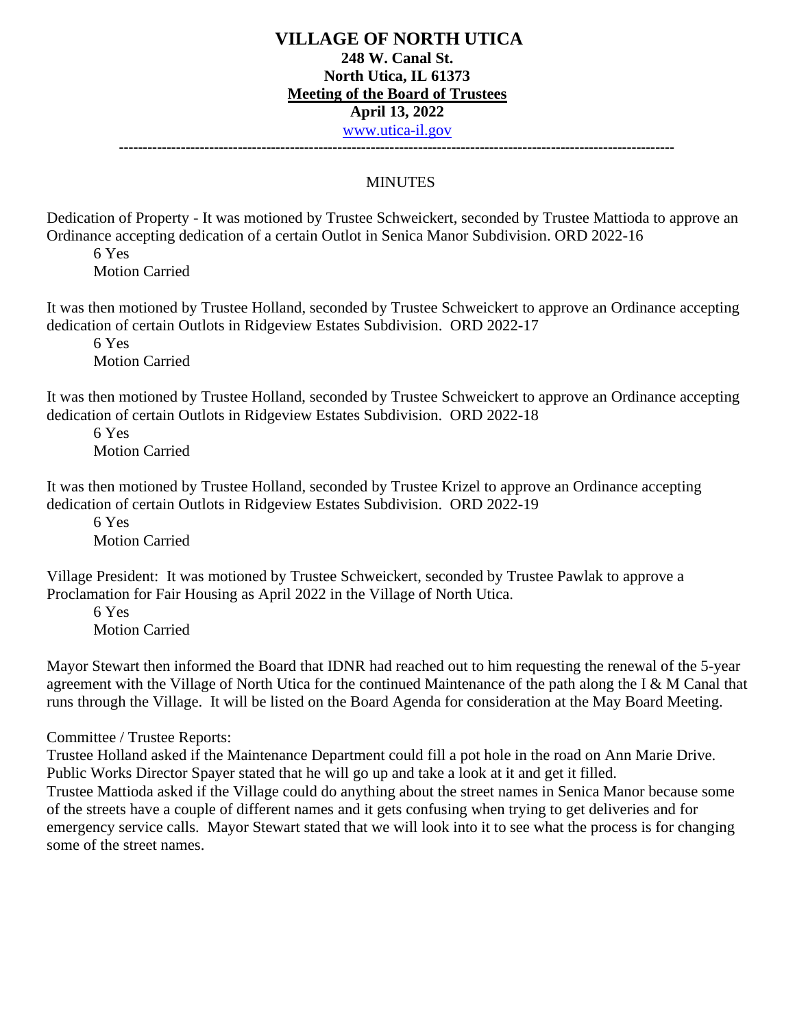**VILLAGE OF NORTH UTICA**
**248 W. Canal St.**
**North Utica, IL 61373**
**Meeting of the Board of Trustees**
**April 13, 2022**
www.utica-il.gov

---

MINUTES

Dedication of Property - It was motioned by Trustee Schweickert, seconded by Trustee Mattioda to approve an Ordinance accepting dedication of a certain Outlot in Senica Manor Subdivision. ORD 2022-16

6 Yes
Motion Carried

It was then motioned by Trustee Holland, seconded by Trustee Schweickert to approve an Ordinance accepting dedication of certain Outlots in Ridgeview Estates Subdivision. ORD 2022-17

6 Yes
Motion Carried

It was then motioned by Trustee Holland, seconded by Trustee Schweickert to approve an Ordinance accepting dedication of certain Outlots in Ridgeview Estates Subdivision. ORD 2022-18

6 Yes
Motion Carried

It was then motioned by Trustee Holland, seconded by Trustee Krizel to approve an Ordinance accepting dedication of certain Outlots in Ridgeview Estates Subdivision. ORD 2022-19

6 Yes
Motion Carried

Village President: It was motioned by Trustee Schweickert, seconded by Trustee Pawlak to approve a Proclamation for Fair Housing as April 2022 in the Village of North Utica.

6 Yes
Motion Carried

Mayor Stewart then informed the Board that IDNR had reached out to him requesting the renewal of the 5-year agreement with the Village of North Utica for the continued Maintenance of the path along the I & M Canal that runs through the Village. It will be listed on the Board Agenda for consideration at the May Board Meeting.

Committee / Trustee Reports:
Trustee Holland asked if the Maintenance Department could fill a pot hole in the road on Ann Marie Drive. Public Works Director Spayer stated that he will go up and take a look at it and get it filled.
Trustee Mattioda asked if the Village could do anything about the street names in Senica Manor because some of the streets have a couple of different names and it gets confusing when trying to get deliveries and for emergency service calls. Mayor Stewart stated that we will look into it to see what the process is for changing some of the street names.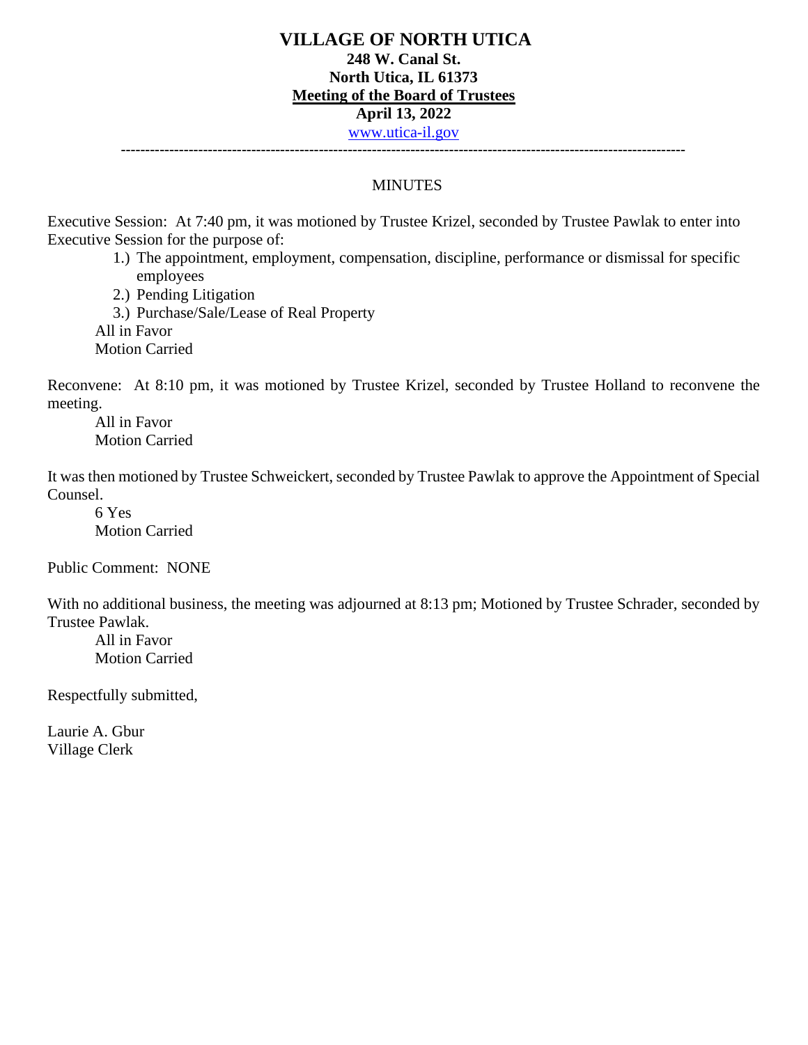# VILLAGE OF NORTH UTICA

**248 W. Canal St.**
**North Utica, IL 61373**
**Meeting of the Board of Trustees**
**April 13, 2022**
www.utica-il.gov

---

MINUTES

Executive Session: At 7:40 pm, it was motioned by Trustee Krizel, seconded by Trustee Pawlak to enter into Executive Session for the purpose of:

1.) The appointment, employment, compensation, discipline, performance or dismissal for specific employees
2.) Pending Litigation
3.) Purchase/Sale/Lease of Real Property

All in Favor
Motion Carried

Reconvene: At 8:10 pm, it was motioned by Trustee Krizel, seconded by Trustee Holland to reconvene the meeting.

All in Favor
Motion Carried

It was then motioned by Trustee Schweickert, seconded by Trustee Pawlak to approve the Appointment of Special Counsel.

6 Yes
Motion Carried

Public Comment: NONE

With no additional business, the meeting was adjourned at 8:13 pm; Motioned by Trustee Schrader, seconded by Trustee Pawlak.

All in Favor
Motion Carried

Respectfully submitted,

Laurie A. Gbur
Village Clerk